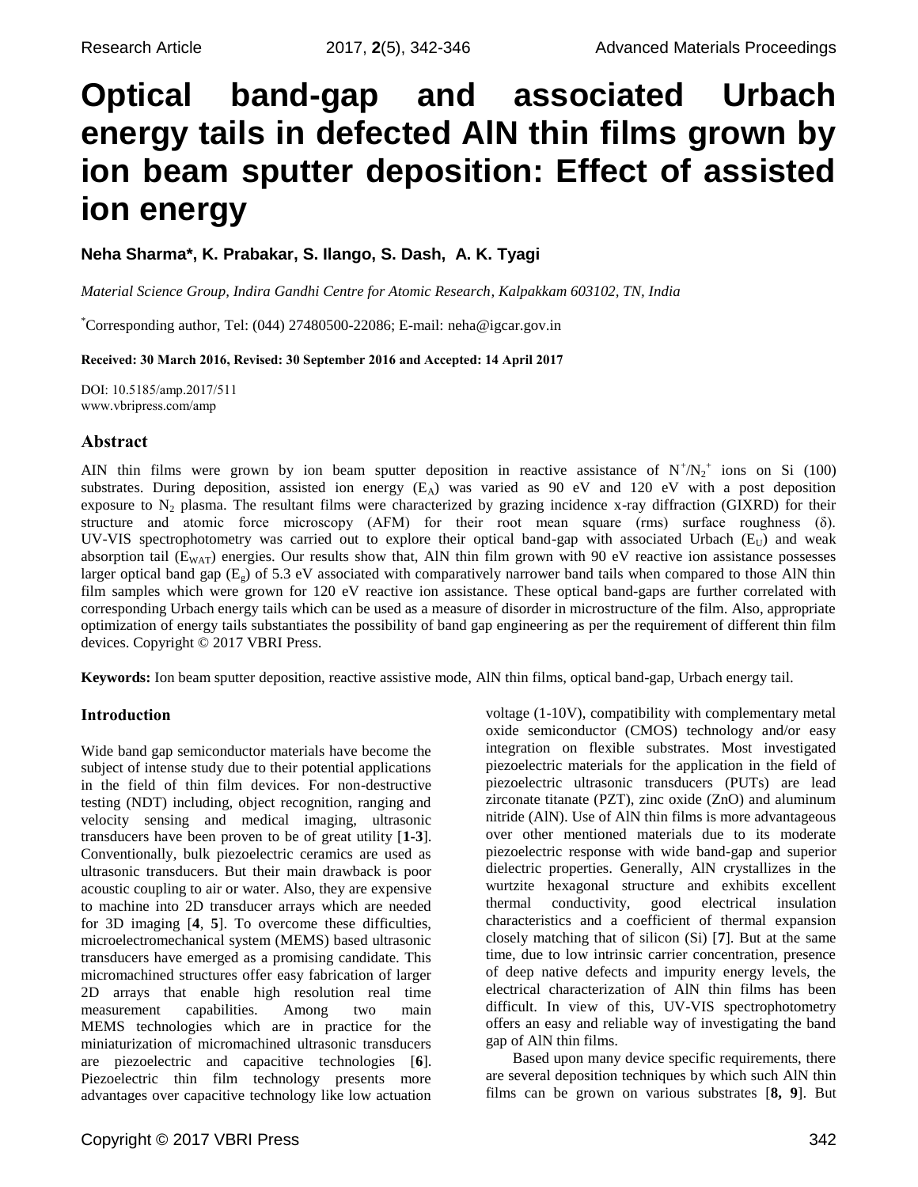# Optical band-gap and associated Urbach energy tails in defected AlN thin films grown by ion beam sputter deposition: Effect of assisted ion energy

**Neha Sharma*, K. Prabakar, S. Ilango, S. Dash, A. K. Tyagi**

*Material Science Group, Indira Gandhi Centre for Atomic Research, Kalpakkam 603102, TN, India*

*Corresponding author, Tel: (044) 27480500-22086; E-mail: neha@igcar.gov.in

**Received: 30 March 2016, Revised: 30 September 2016 and Accepted: 14 April 2017**

DOI: 10.5185/amp.2017/511
www.vbripress.com/amp

## Abstract

AlN thin films were grown by ion beam sputter deposition in reactive assistance of $N^+/N_2^+$ ions on Si (100) substrates. During deposition, assisted ion energy ($E_A$) was varied as 90 eV and 120 eV with a post deposition exposure to $N_2$ plasma. The resultant films were characterized by grazing incidence x-ray diffraction (GIXRD) for their structure and atomic force microscopy (AFM) for their root mean square (rms) surface roughness (δ). UV-VIS spectrophotometry was carried out to explore their optical band-gap with associated Urbach ($E_U$) and weak absorption tail ($E_{WAT}$) energies. Our results show that, AlN thin film grown with 90 eV reactive ion assistance possesses larger optical band gap ($E_g$) of 5.3 eV associated with comparatively narrower band tails when compared to those AlN thin film samples which were grown for 120 eV reactive ion assistance. These optical band-gaps are further correlated with corresponding Urbach energy tails which can be used as a measure of disorder in microstructure of the film. Also, appropriate optimization of energy tails substantiates the possibility of band gap engineering as per the requirement of different thin film devices. Copyright © 2017 VBRI Press.

**Keywords:** Ion beam sputter deposition, reactive assistive mode, AlN thin films, optical band-gap, Urbach energy tail.

## Introduction

Wide band gap semiconductor materials have become the subject of intense study due to their potential applications in the field of thin film devices. For non-destructive testing (NDT) including, object recognition, ranging and velocity sensing and medical imaging, ultrasonic transducers have been proven to be of great utility [**1-3**]. Conventionally, bulk piezoelectric ceramics are used as ultrasonic transducers. But their main drawback is poor acoustic coupling to air or water. Also, they are expensive to machine into 2D transducer arrays which are needed for 3D imaging [**4**, **5**]. To overcome these difficulties, microelectromechanical system (MEMS) based ultrasonic transducers have emerged as a promising candidate. This micromachined structures offer easy fabrication of larger 2D arrays that enable high resolution real time measurement capabilities. Among two main MEMS technologies which are in practice for the miniaturization of micromachined ultrasonic transducers are piezoelectric and capacitive technologies [**6**]. Piezoelectric thin film technology presents more advantages over capacitive technology like low actuation voltage (1-10V), compatibility with complementary metal oxide semiconductor (CMOS) technology and/or easy integration on flexible substrates. Most investigated piezoelectric materials for the application in the field of piezoelectric ultrasonic transducers (PUTs) are lead zirconate titanate (PZT), zinc oxide (ZnO) and aluminum nitride (AlN). Use of AlN thin films is more advantageous over other mentioned materials due to its moderate piezoelectric response with wide band-gap and superior dielectric properties. Generally, AlN crystallizes in the wurtzite hexagonal structure and exhibits excellent thermal conductivity, good electrical insulation characteristics and a coefficient of thermal expansion closely matching that of silicon (Si) [**7**]. But at the same time, due to low intrinsic carrier concentration, presence of deep native defects and impurity energy levels, the electrical characterization of AlN thin films has been difficult. In view of this, UV-VIS spectrophotometry offers an easy and reliable way of investigating the band gap of AlN thin films.

Based upon many device specific requirements, there are several deposition techniques by which such AlN thin films can be grown on various substrates [**8, 9**]. But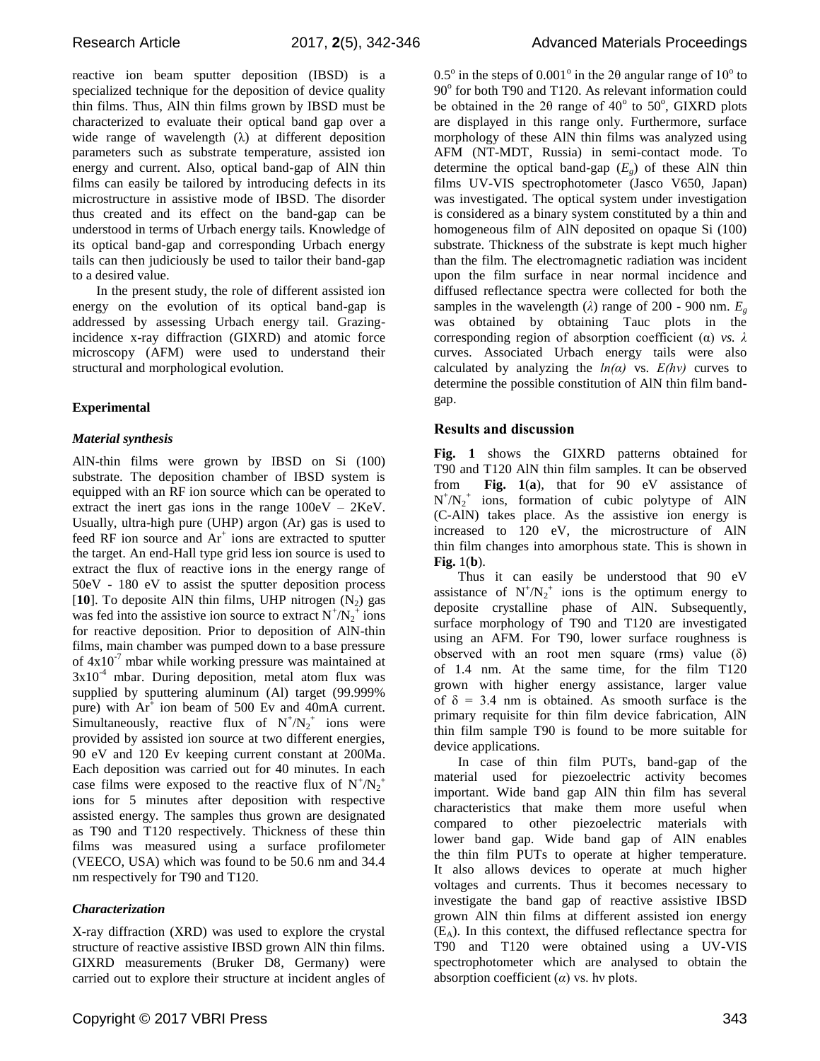reactive ion beam sputter deposition (IBSD) is a specialized technique for the deposition of device quality thin films. Thus, AlN thin films grown by IBSD must be characterized to evaluate their optical band gap over a wide range of wavelength (λ) at different deposition parameters such as substrate temperature, assisted ion energy and current. Also, optical band-gap of AlN thin films can easily be tailored by introducing defects in its microstructure in assistive mode of IBSD. The disorder thus created and its effect on the band-gap can be understood in terms of Urbach energy tails. Knowledge of its optical band-gap and corresponding Urbach energy tails can then judiciously be used to tailor their band-gap to a desired value.

In the present study, the role of different assisted ion energy on the evolution of its optical band-gap is addressed by assessing Urbach energy tail. Grazing-incidence x-ray diffraction (GIXRD) and atomic force microscopy (AFM) were used to understand their structural and morphological evolution.

## Experimental

### *Material synthesis*

AlN-thin films were grown by IBSD on Si (100) substrate. The deposition chamber of IBSD system is equipped with an RF ion source which can be operated to extract the inert gas ions in the range 100eV – 2KeV. Usually, ultra-high pure (UHP) argon (Ar) gas is used to feed RF ion source and $Ar^+$ ions are extracted to sputter the target. An end-Hall type grid less ion source is used to extract the flux of reactive ions in the energy range of 50eV - 180 eV to assist the sputter deposition process [**10**]. To deposite AlN thin films, UHP nitrogen ($N_2$) gas was fed into the assistive ion source to extract $N^+/N_2^+$ ions for reactive deposition. Prior to deposition of AlN-thin films, main chamber was pumped down to a base pressure of $4x10^{-7}$ mbar while working pressure was maintained at $3x10^{-4}$ mbar. During deposition, metal atom flux was supplied by sputtering aluminum (Al) target (99.999% pure) with $Ar^+$ ion beam of 500 Ev and 40mA current. Simultaneously, reactive flux of $N^+/N_2^+$ ions were provided by assisted ion source at two different energies, 90 eV and 120 Ev keeping current constant at 200Ma. Each deposition was carried out for 40 minutes. In each case films were exposed to the reactive flux of $N^+/N_2^+$ ions for 5 minutes after deposition with respective assisted energy. The samples thus grown are designated as T90 and T120 respectively. Thickness of these thin films was measured using a surface profilometer (VEECO, USA) which was found to be 50.6 nm and 34.4 nm respectively for T90 and T120.

### *Characterization*

X-ray diffraction (XRD) was used to explore the crystal structure of reactive assistive IBSD grown AlN thin films. GIXRD measurements (Bruker D8, Germany) were carried out to explore their structure at incident angles of $0.5^o$ in the steps of $0.001^o$ in the 2θ angular range of $10^o$ to $90^o$ for both T90 and T120. As relevant information could be obtained in the 2θ range of $40^o$ to $50^o$, GIXRD plots are displayed in this range only. Furthermore, surface morphology of these AlN thin films was analyzed using AFM (NT-MDT, Russia) in semi-contact mode. To determine the optical band-gap ($E_g$) of these AlN thin films UV-VIS spectrophotometer (Jasco V650, Japan) was investigated. The optical system under investigation is considered as a binary system constituted by a thin and homogeneous film of AlN deposited on opaque Si (100) substrate. Thickness of the substrate is kept much higher than the film. The electromagnetic radiation was incident upon the film surface in near normal incidence and diffused reflectance spectra were collected for both the samples in the wavelength ($\lambda$) range of 200 - 900 nm. $E_g$ was obtained by obtaining Tauc plots in the corresponding region of absorption coefficient (α) *vs.* $\lambda$ curves. Associated Urbach energy tails were also calculated by analyzing the *ln(α)* vs. *E(hν)* curves to determine the possible constitution of AlN thin film band-gap.

## Results and discussion

**Fig. 1** shows the GIXRD patterns obtained for T90 and T120 AlN thin film samples. It can be observed from **Fig. 1**(**a**), that for 90 eV assistance of $N^+/N_2^+$ ions, formation of cubic polytype of AlN (C-AlN) takes place. As the assistive ion energy is increased to 120 eV, the microstructure of AlN thin film changes into amorphous state. This is shown in **Fig.** 1(**b**).

Thus it can easily be understood that 90 eV assistance of $N^+/N_2^+$ ions is the optimum energy to deposite crystalline phase of AlN. Subsequently, surface morphology of T90 and T120 are investigated using an AFM. For T90, lower surface roughness is observed with an root men square (rms) value (δ) of 1.4 nm. At the same time, for the film T120 grown with higher energy assistance, larger value of δ = 3.4 nm is obtained. As smooth surface is the primary requisite for thin film device fabrication, AlN thin film sample T90 is found to be more suitable for device applications.

In case of thin film PUTs, band-gap of the material used for piezoelectric activity becomes important. Wide band gap AlN thin film has several characteristics that make them more useful when compared to other piezoelectric materials with lower band gap. Wide band gap of AlN enables the thin film PUTs to operate at higher temperature. It also allows devices to operate at much higher voltages and currents. Thus it becomes necessary to investigate the band gap of reactive assistive IBSD grown AlN thin films at different assisted ion energy ($E_A$). In this context, the diffused reflectance spectra for T90 and T120 were obtained using a UV-VIS spectrophotometer which are analysed to obtain the absorption coefficient ($\alpha$) vs. hν plots.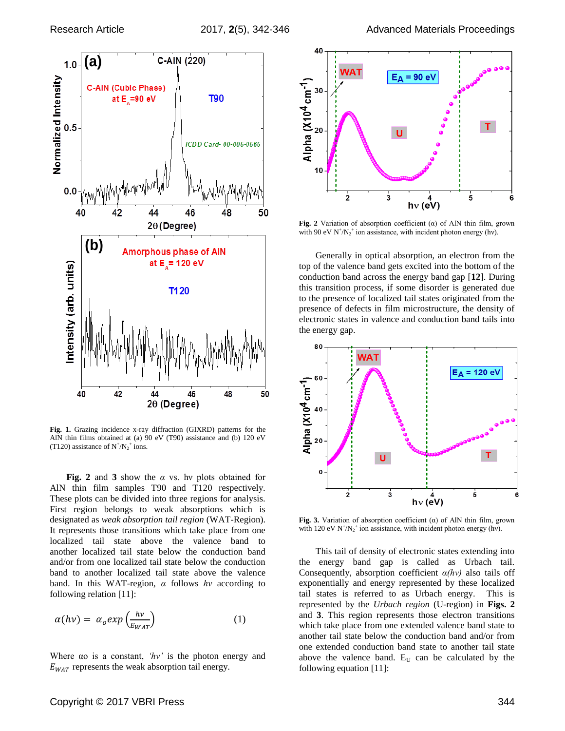**Fig. 1.** Grazing incidence x-ray diffraction (GIXRD) patterns for the AlN thin films obtained at (a) 90 eV (T90) assistance and (b) 120 eV (T120) assistance of $N^+/N_2^+$ ions.

**Fig. 2** and **3** show the $\alpha$ vs. hν plots obtained for AlN thin film samples T90 and T120 respectively. These plots can be divided into three regions for analysis. First region belongs to weak absorptions which is designated as *weak absorption tail region* (WAT-Region). It represents those transitions which take place from one localized tail state above the valence band to another localized tail state below the conduction band and/or from one localized tail state below the conduction band to another localized tail state above the valence band. In this WAT-region, $\alpha$ follows $h\nu$ according to following relation [11]:

$$\alpha(h\nu) = \alpha_o exp\left(\frac{h\nu}{E_{WAT}}\right) \qquad (1)$$

Where αo is a constant, *'hν'* is the photon energy and $E_{WAT}$ represents the weak absorption tail energy.

**Fig. 2** Variation of absorption coefficient (α) of AlN thin film, grown with 90 eV $N^+/N_2^+$ ion assistance, with incident photon energy (hν).

Generally in optical absorption, an electron from the top of the valence band gets excited into the bottom of the conduction band across the energy band gap [**12**]. During this transition process, if some disorder is generated due to the presence of localized tail states originated from the presence of defects in film microstructure, the density of electronic states in valence and conduction band tails into the energy gap.

**Fig. 3.** Variation of absorption coefficient (α) of AlN thin film, grown with 120 eV $N^+/N_2^+$ ion assistance, with incident photon energy (hν).

This tail of density of electronic states extending into the energy band gap is called as Urbach tail. Consequently, absorption coefficient *α(hν)* also tails off exponentially and energy represented by these localized tail states is referred to as Urbach energy. This is represented by the *Urbach region* (U-region) in **Figs. 2** and **3**. This region represents those electron transitions which take place from one extended valence band state to another tail state below the conduction band and/or from one extended conduction band state to another tail state above the valence band. $E_U$ can be calculated by the following equation [11]: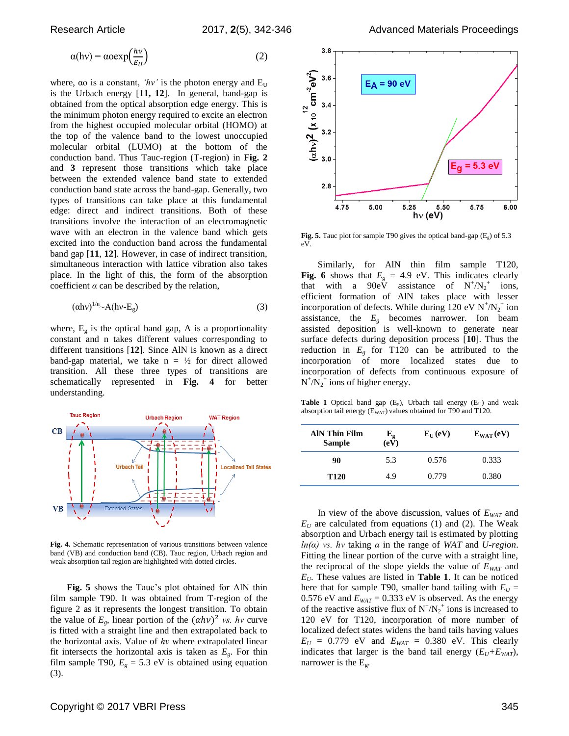$$\alpha(h\nu) = \alpha o \exp\left(\frac{h\nu}{E_U}\right) \quad (2)$$

where, αo is a constant, *'hν'* is the photon energy and $E_U$ is the Urbach energy [**11, 12**]. In general, band-gap is obtained from the optical absorption edge energy. This is the minimum photon energy required to excite an electron from the highest occupied molecular orbital (HOMO) at the top of the valence band to the lowest unoccupied molecular orbital (LUMO) at the bottom of the conduction band. Thus Tauc-region (T-region) in **Fig. 2** and **3** represent those transitions which take place between the extended valence band state to extended conduction band state across the band-gap. Generally, two types of transitions can take place at this fundamental edge: direct and indirect transitions. Both of these transitions involve the interaction of an electromagnetic wave with an electron in the valence band which gets excited into the conduction band across the fundamental band gap [**11, 12**]. However, in case of indirect transition, simultaneous interaction with lattice vibration also takes place. In the light of this, the form of the absorption coefficient *α* can be described by the relation,

$$(\alpha h\nu)^{1/n} \sim A(h\nu - E_g) \quad (3)$$

where, $E_g$ is the optical band gap, A is a proportionality constant and n takes different values corresponding to different transitions [**12**]. Since AlN is known as a direct band-gap material, we take n = ½ for direct allowed transition. All these three types of transitions are schematically represented in **Fig. 4** for better understanding.

**Fig. 4.** Schematic representation of various transitions between valence band (VB) and conduction band (CB). Tauc region, Urbach region and weak absorption tail region are highlighted with dotted circles.

**Fig. 5** shows the Tauc's plot obtained for AlN thin film sample T90. It was obtained from T-region of the figure 2 as it represents the longest transition. To obtain the value of $E_g$, linear portion of the $(\alpha h\nu)^2$ *vs.* $h\nu$ curve is fitted with a straight line and then extrapolated back to the horizontal axis. Value of $h\nu$ where extrapolated linear fit intersects the horizontal axis is taken as $E_g$. For thin film sample T90, $E_g$ = 5.3 eV is obtained using equation (3).

**Fig. 5.** Tauc plot for sample T90 gives the optical band-gap ($E_g$) of 5.3 eV.

Similarly, for AlN thin film sample T120, **Fig. 6** shows that $E_g$ = 4.9 eV. This indicates clearly that with a 90eV assistance of $N^+/N_2^+$ ions, efficient formation of AlN takes place with lesser incorporation of defects. While during 120 eV $N^+/N_2^+$ ion assistance, the $E_g$ becomes narrower. Ion beam assisted deposition is well-known to generate near surface defects during deposition process [**10**]. Thus the reduction in $E_g$ for T120 can be attributed to the incorporation of localized states due to incorporation of defects from continuous exposure of $N^+/N_2^+$ ions of higher energy.

**Table 1** Optical band gap ($E_g$), Urbach tail energy ($E_U$) and weak absorption tail energy ($E_{WAT}$) values obtained for T90 and T120.

| AlN Thin Film Sample | $E_g$ (eV) | $E_U$ (eV) | $E_{WAT}$ (eV) |
|---|---|---|---|
| **90** | 5.3 | 0.576 | 0.333 |
| **T120** | 4.9 | 0.779 | 0.380 |

In view of the above discussion, values of $E_{WAT}$ and $E_U$ are calculated from equations (1) and (2). The Weak absorption and Urbach energy tail is estimated by plotting *ln(α) vs. hν* taking *α* in the range of *WAT* and *U-region*. Fitting the linear portion of the curve with a straight line, the reciprocal of the slope yields the value of $E_{WAT}$ and $E_U$. These values are listed in **Table 1**. It can be noticed here that for sample T90, smaller band tailing with $E_U$ = 0.576 eV and $E_{WAT}$ = 0.333 eV is observed. As the energy of the reactive assistive flux of $N^+/N_2^+$ ions is increased to 120 eV for T120, incorporation of more number of localized defect states widens the band tails having values $E_U$ = 0.779 eV and $E_{WAT}$ = 0.380 eV. This clearly indicates that larger is the band tail energy ($E_U+E_{WAT}$), narrower is the $E_g$.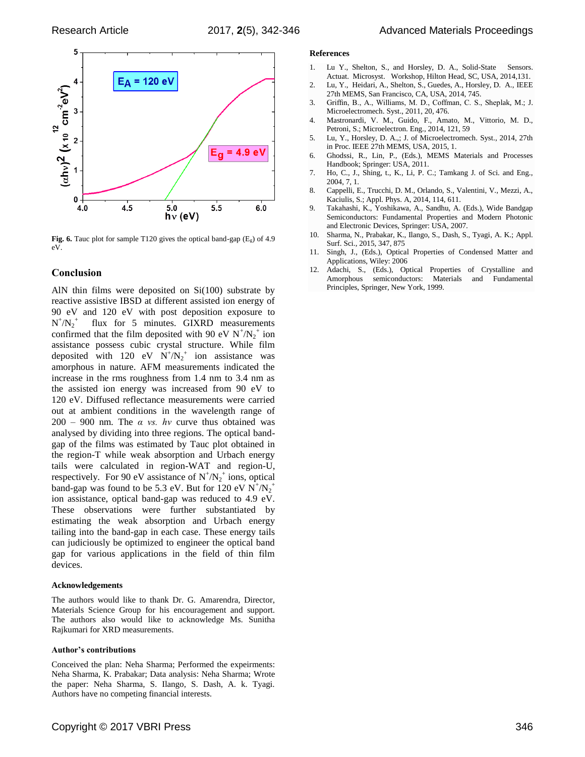$E_A$ = 120 eV

$E_g$ = 4.9 eV

$(\alpha h\nu)^2$ (x 10^12 cm^-2 eV^2)

0
1
2
3
4
5

4.0
4.5
5.0
5.5
6.0

hν (eV)

**Fig. 6.** Tauc plot for sample T120 gives the optical band-gap ($E_g$) of 4.9 eV.

## Conclusion

AlN thin films were deposited on Si(100) substrate by reactive assistive IBSD at different assisted ion energy of 90 eV and 120 eV with post deposition exposure to $N^+/N_2^+$ flux for 5 minutes. GIXRD measurements confirmed that the film deposited with 90 eV $N^+/N_2^+$ ion assistance possess cubic crystal structure. While film deposited with 120 eV $N^+/N_2^+$ ion assistance was amorphous in nature. AFM measurements indicated the increase in the rms roughness from 1.4 nm to 3.4 nm as the assisted ion energy was increased from 90 eV to 120 eV. Diffused reflectance measurements were carried out at ambient conditions in the wavelength range of 200 – 900 nm. The $\alpha$ *vs.* $h\nu$ curve thus obtained was analysed by dividing into three regions. The optical band-gap of the films was estimated by Tauc plot obtained in the region-T while weak absorption and Urbach energy tails were calculated in region-WAT and region-U, respectively. For 90 eV assistance of $N^+/N_2^+$ ions, optical band-gap was found to be 5.3 eV. But for 120 eV $N^+/N_2^+$ ion assistance, optical band-gap was reduced to 4.9 eV. These observations were further substantiated by estimating the weak absorption and Urbach energy tailing into the band-gap in each case. These energy tails can judiciously be optimized to engineer the optical band gap for various applications in the field of thin film devices.

### Acknowledgements

The authors would like to thank Dr. G. Amarendra, Director, Materials Science Group for his encouragement and support. The authors also would like to acknowledge Ms. Sunitha Rajkumari for XRD measurements.

### Author's contributions

Conceived the plan: Neha Sharma; Performed the expeirments: Neha Sharma, K. Prabakar; Data analysis: Neha Sharma; Wrote the paper: Neha Sharma, S. Ilango, S. Dash, A. k. Tyagi. Authors have no competing financial interests.

### References

1. Lu Y., Shelton, S., and Horsley, D. A., Solid-State Sensors. Actuat. Microsyst. Workshop, Hilton Head, SC, USA, 2014,131.
2. Lu, Y., Heidari, A., Shelton, S., Guedes, A., Horsley, D. A., IEEE 27th MEMS, San Francisco, CA, USA, 2014, 745.
3. Griffin, B., A., Williams, M. D., Coffman, C. S., Sheplak, M.; J. Microelectromech. Syst., 2011, 20, 476.
4. Mastronardi, V. M., Guido, F., Amato, M., Vittorio, M. D., Petroni, S.; Microelectron. Eng., 2014, 121, 59
5. Lu, Y., Horsley, D. A.,; J. of Microelectromech. Syst., 2014, 27th in Proc. IEEE 27th MEMS, USA, 2015, 1.
6. Ghodssi, R., Lin, P., (Eds.), MEMS Materials and Processes Handbook; Springer: USA, 2011.
7. Ho, C., J., Shing, t., K., Li, P. C.; Tamkang J. of Sci. and Eng., 2004, 7, 1.
8. Cappelli, E., Trucchi, D. M., Orlando, S., Valentini, V., Mezzi, A., Kaciulis, S.; Appl. Phys. A, 2014, 114, 611.
9. Takahashi, K., Yoshikawa, A., Sandhu, A. (Eds.), Wide Bandgap Semiconductors: Fundamental Properties and Modern Photonic and Electronic Devices, Springer: USA, 2007.
10. Sharma, N., Prabakar, K., Ilango, S., Dash, S., Tyagi, A. K.; Appl. Surf. Sci., 2015, 347, 875
11. Singh, J., (Eds.), Optical Properties of Condensed Matter and Applications, Wiley: 2006
12. Adachi, S., (Eds.), Optical Properties of Crystalline and Amorphous semiconductors: Materials and Fundamental Principles, Springer, New York, 1999.